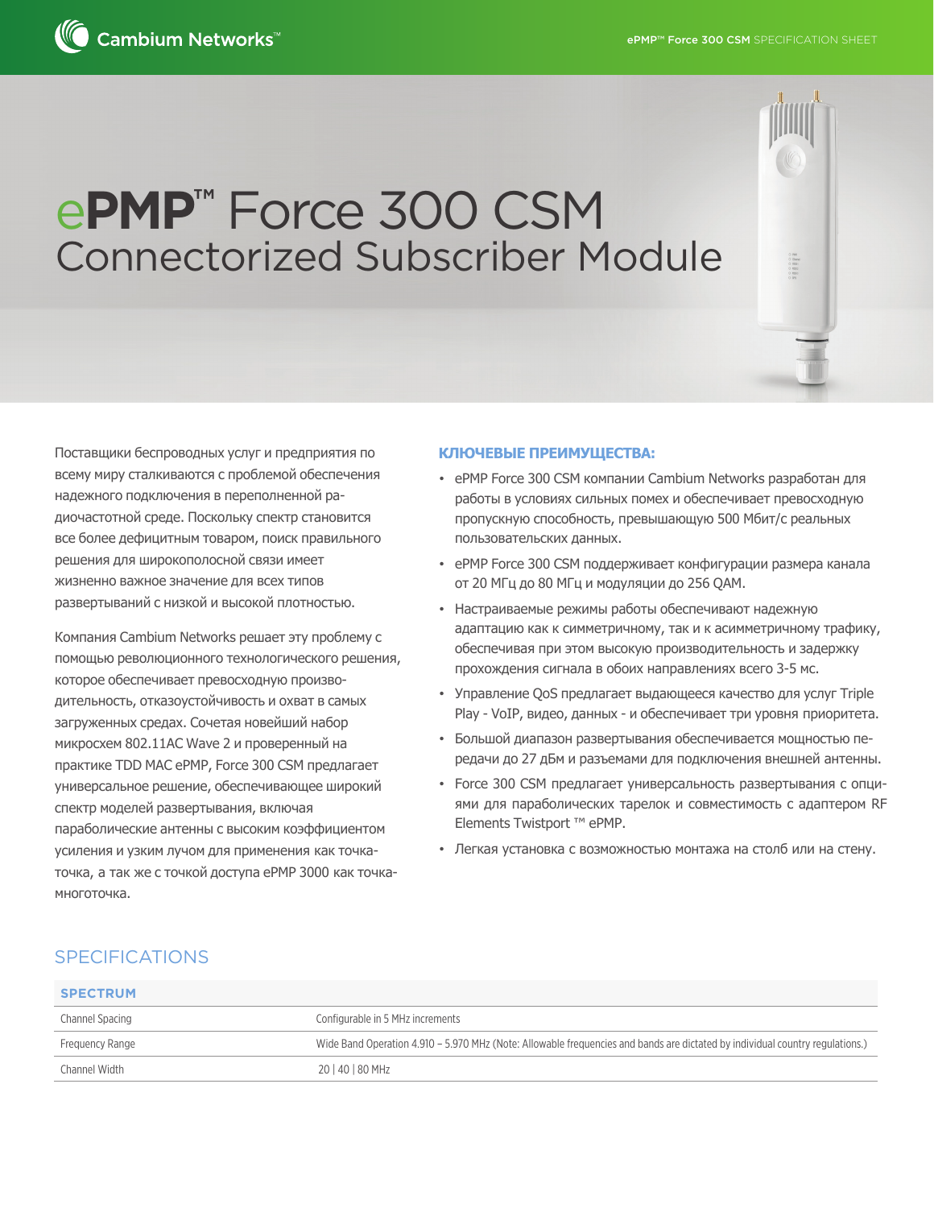# ePMP™ Force 300 CSM
## Connectorized Subscriber Module

Поставщики беспроводных услуг и предприятия по всему миру сталкиваются с проблемой обеспечения надежного подключения в переполненной радиочастотной среде. Поскольку спектр становится все более дефицитным товаром, поиск правильного решения для широкополосной связи имеет жизненно важное значение для всех типов развертываний с низкой и высокой плотностью.

Компания Cambium Networks решает эту проблему с помощью революционного технологического решения, которое обеспечивает превосходную производительность, отказоустойчивость и охват в самых загруженных средах. Сочетая новейший набор микросхем 802.11AC Wave 2 и проверенный на практике TDD MAC ePMP, Force 300 CSM предлагает универсальное решение, обеспечивающее широкий спектр моделей развертывания, включая параболические антенны с высоким коэффициентом усиления и узким лучом для применения как точка-точка, а так же с точкой доступа ePMP 3000 как точка-многоточка.

### КЛЮЧЕВЫЕ ПРЕИМУЩЕСТВА:

- ePMP Force 300 CSM компании Cambium Networks разработан для работы в условиях сильных помех и обеспечивает превосходную пропускную способность, превышающую 500 Мбит/с реальных пользовательских данных.
- ePMP Force 300 CSM поддерживает конфигурации размера канала от 20 МГц до 80 МГц и модуляции до 256 QAM.
- Настраиваемые режимы работы обеспечивают надежную адаптацию как к симметричному, так и к асимметричному трафику, обеспечивая при этом высокую производительность и задержку прохождения сигнала в обоих направлениях всего 3-5 мс.
- Управление QoS предлагает выдающееся качество для услуг Triple Play - VoIP, видео, данных - и обеспечивает три уровня приоритета.
- Большой диапазон развертывания обеспечивается мощностью передачи до 27 дБм и разъемами для подключения внешней антенны.
- Force 300 CSM предлагает универсальность развертывания с опциями для параболических тарелок и совместимость с адаптером RF Elements Twistport ™ ePMP.
- Легкая установка с возможностью монтажа на столб или на стену.

## SPECIFICATIONS

| SPECTRUM | |
| --- | --- |
| Channel Spacing | Configurable in 5 MHz increments |
| Frequency Range | Wide Band Operation 4.910 – 5.970 MHz (Note: Allowable frequencies and bands are dictated by individual country regulations.) |
| Channel Width | 20 \| 40 \| 80 MHz |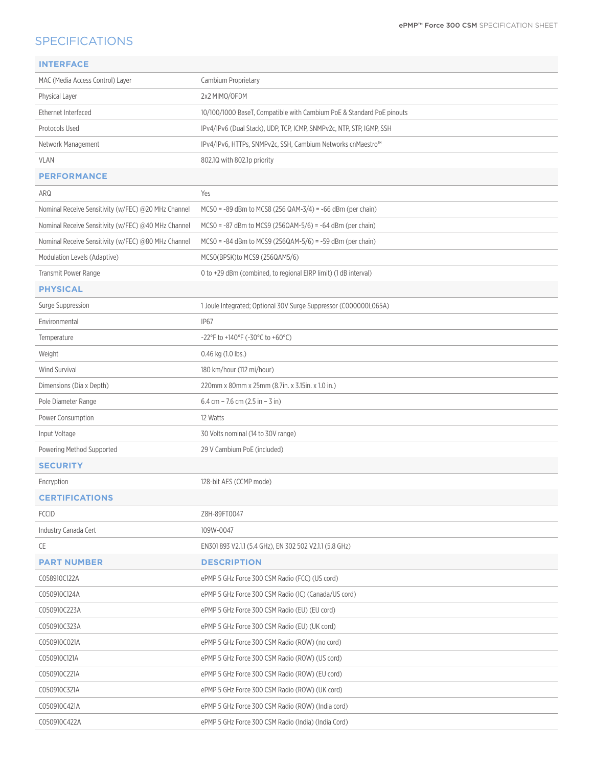# SPECIFICATIONS

| INTERFACE | |
|---|---|
| MAC (Media Access Control) Layer | Cambium Proprietary |
| Physical Layer | 2x2 MIMO/OFDM |
| Ethernet Interfaced | 10/100/1000 BaseT, Compatible with Cambium PoE & Standard PoE pinouts |
| Protocols Used | IPv4/IPv6 (Dual Stack), UDP, TCP, ICMP, SNMPv2c, NTP, STP, IGMP, SSH |
| Network Management | IPv4/IPv6, HTTPs, SNMPv2c, SSH, Cambium Networks cnMaestro™ |
| VLAN | 802.1Q with 802.1p priority |
| **PERFORMANCE** | |
| ARQ | Yes |
| Nominal Receive Sensitivity (w/FEC) @20 MHz Channel | MCS0 = -89 dBm to MCS8 (256 QAM-3/4) = -66 dBm (per chain) |
| Nominal Receive Sensitivity (w/FEC) @40 MHz Channel | MCS0 = -87 dBm to MCS9 (256QAM-5/6) = -64 dBm (per chain) |
| Nominal Receive Sensitivity (w/FEC) @80 MHz Channel | MCS0 = -84 dBm to MCS9 (256QAM-5/6) = -59 dBm (per chain) |
| Modulation Levels (Adaptive) | MCS0(BPSK)to MCS9 (256QAM5/6) |
| Transmit Power Range | 0 to +29 dBm (combined, to regional EIRP limit) (1 dB interval) |
| **PHYSICAL** | |
| Surge Suppression | 1 Joule Integrated; Optional 30V Surge Suppressor (C000000L065A) |
| Environmental | IP67 |
| Temperature | -22°F to +140°F (-30°C to +60°C) |
| Weight | 0.46 kg (1.0 lbs.) |
| Wind Survival | 180 km/hour (112 mi/hour) |
| Dimensions (Dia x Depth) | 220mm x 80mm x 25mm (8.7in. x 3.15in. x 1.0 in.) |
| Pole Diameter Range | 6.4 cm – 7.6 cm (2.5 in – 3 in) |
| Power Consumption | 12 Watts |
| Input Voltage | 30 Volts nominal (14 to 30V range) |
| Powering Method Supported | 29 V Cambium PoE (included) |
| **SECURITY** | |
| Encryption | 128-bit AES (CCMP mode) |
| **CERTIFICATIONS** | |
| FCCID | Z8H-89FT0047 |
| Industry Canada Cert | 109W-0047 |
| CE | EN301 893 V2.1.1 (5.4 GHz), EN 302 502 V2.1.1 (5.8 GHz) |

| PART NUMBER | DESCRIPTION |
|---|---|
| C058910C122A | ePMP 5 GHz Force 300 CSM Radio (FCC) (US cord) |
| C050910C124A | ePMP 5 GHz Force 300 CSM Radio (IC) (Canada/US cord) |
| C050910C223A | ePMP 5 GHz Force 300 CSM Radio (EU) (EU cord) |
| C050910C323A | ePMP 5 GHz Force 300 CSM Radio (EU) (UK cord) |
| C050910C021A | ePMP 5 GHz Force 300 CSM Radio (ROW) (no cord) |
| C050910C121A | ePMP 5 GHz Force 300 CSM Radio (ROW) (US cord) |
| C050910C221A | ePMP 5 GHz Force 300 CSM Radio (ROW) (EU cord) |
| C050910C321A | ePMP 5 GHz Force 300 CSM Radio (ROW) (UK cord) |
| C050910C421A | ePMP 5 GHz Force 300 CSM Radio (ROW) (India cord) |
| C050910C422A | ePMP 5 GHz Force 300 CSM Radio (India) (India Cord) |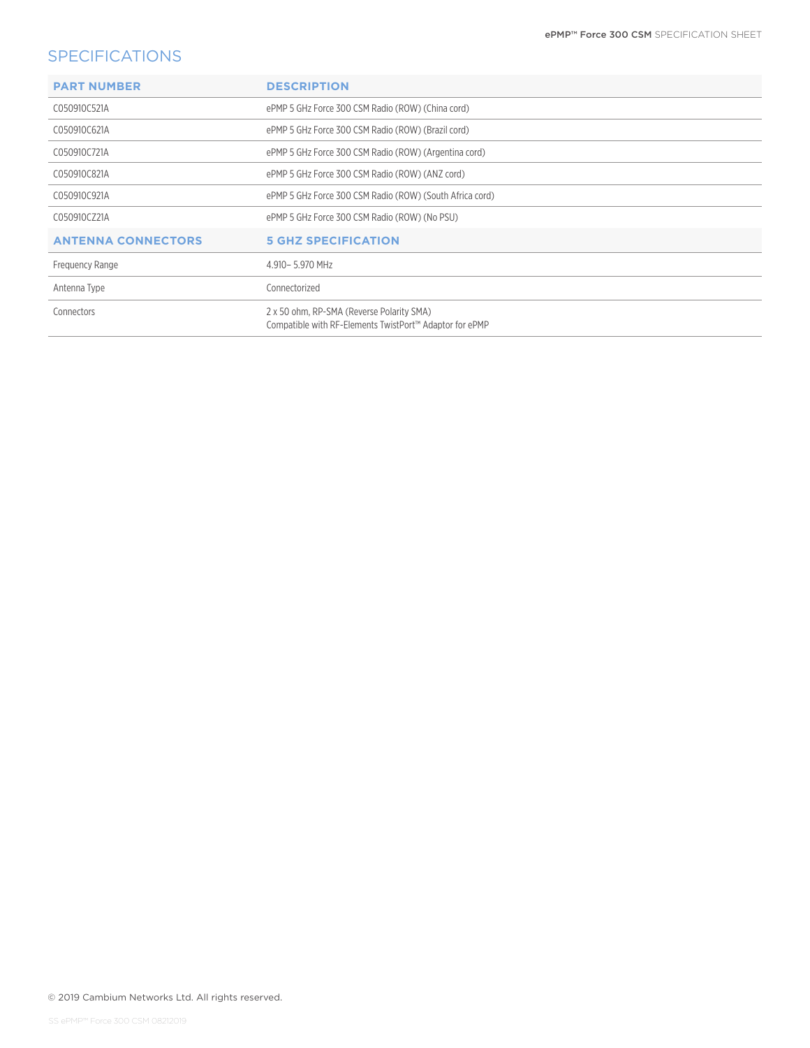## SPECIFICATIONS

| PART NUMBER | DESCRIPTION |
|---|---|
| C050910C521A | ePMP 5 GHz Force 300 CSM Radio (ROW) (China cord) |
| C050910C621A | ePMP 5 GHz Force 300 CSM Radio (ROW) (Brazil cord) |
| C050910C721A | ePMP 5 GHz Force 300 CSM Radio (ROW) (Argentina cord) |
| C050910C821A | ePMP 5 GHz Force 300 CSM Radio (ROW) (ANZ cord) |
| C050910C921A | ePMP 5 GHz Force 300 CSM Radio (ROW) (South Africa cord) |
| C050910CZ21A | ePMP 5 GHz Force 300 CSM Radio (ROW) (No PSU) |
| **ANTENNA CONNECTORS** | **5 GHZ SPECIFICATION** |
| Frequency Range | 4.910– 5.970 MHz |
| Antenna Type | Connectorized |
| Connectors | 2 x 50 ohm, RP-SMA (Reverse Polarity SMA)<br>Compatible with RF-Elements TwistPort™ Adaptor for ePMP |

© 2019 Cambium Networks Ltd. All rights reserved.

SS ePMP™ Force 300 CSM 08212019